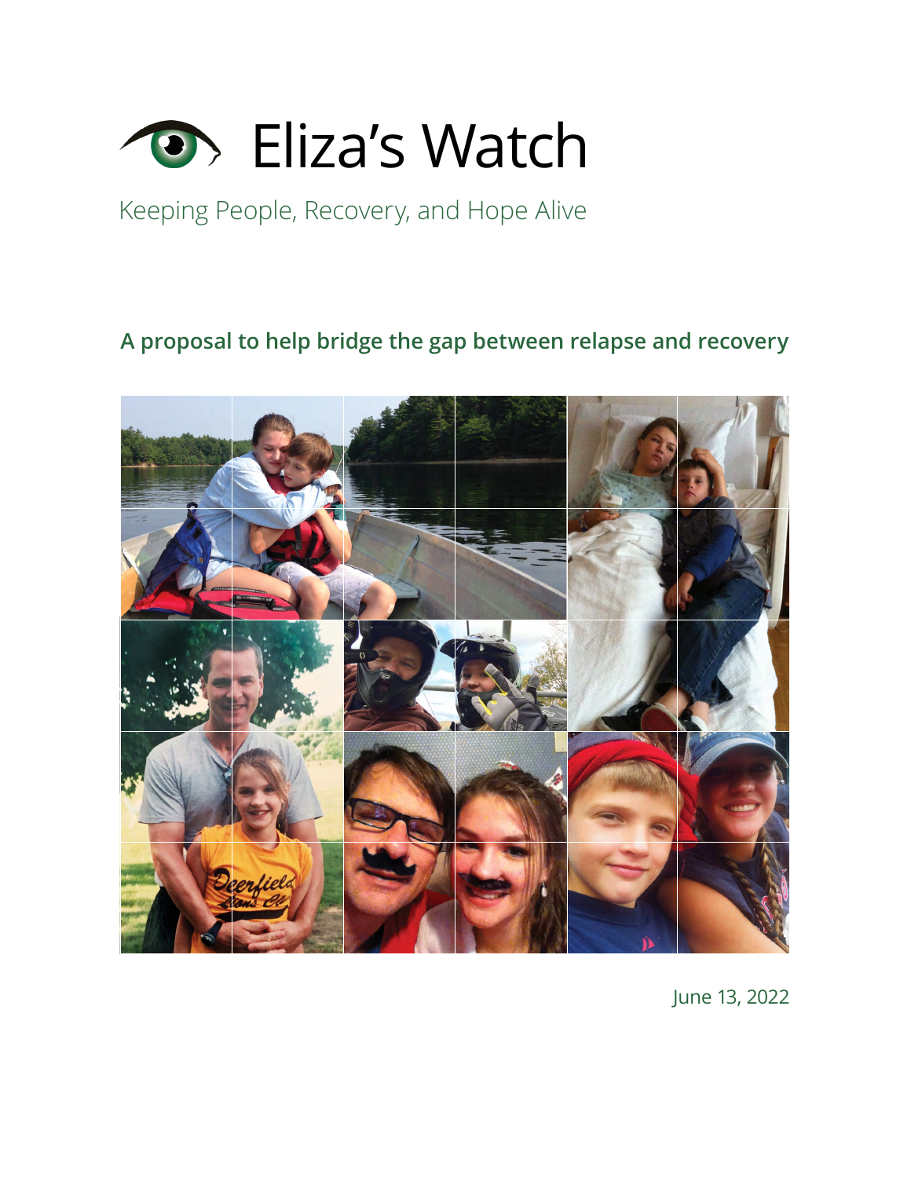# Eliza's Watch

Keeping People, Recovery, and Hope Alive

**A proposal to help bridge the gap between relapse and recovery**

June 13, 2022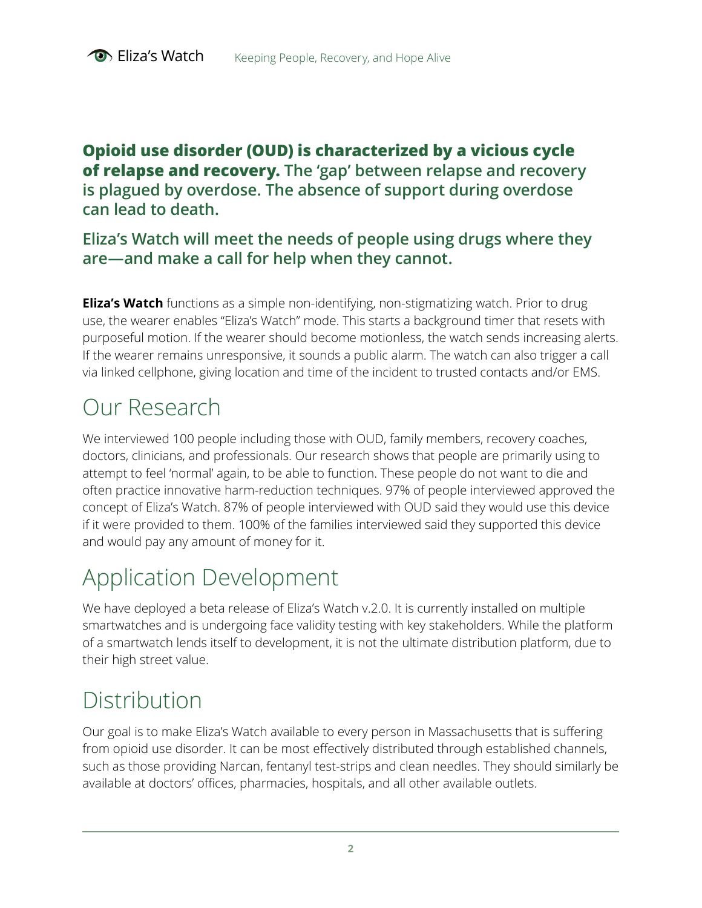**Opioid use disorder (OUD) is characterized by a vicious cycle of relapse and recovery.** The 'gap' between relapse and recovery is plagued by overdose. The absence of support during overdose can lead to death.

**Eliza's Watch will meet the needs of people using drugs where they are—and make a call for help when they cannot.**

**Eliza's Watch** functions as a simple non-identifying, non-stigmatizing watch. Prior to drug use, the wearer enables "Eliza's Watch" mode. This starts a background timer that resets with purposeful motion. If the wearer should become motionless, the watch sends increasing alerts. If the wearer remains unresponsive, it sounds a public alarm. The watch can also trigger a call via linked cellphone, giving location and time of the incident to trusted contacts and/or EMS.

# Our Research

We interviewed 100 people including those with OUD, family members, recovery coaches, doctors, clinicians, and professionals. Our research shows that people are primarily using to attempt to feel 'normal' again, to be able to function. These people do not want to die and often practice innovative harm-reduction techniques. 97% of people interviewed approved the concept of Eliza's Watch. 87% of people interviewed with OUD said they would use this device if it were provided to them. 100% of the families interviewed said they supported this device and would pay any amount of money for it.

# Application Development

We have deployed a beta release of Eliza's Watch v.2.0. It is currently installed on multiple smartwatches and is undergoing face validity testing with key stakeholders. While the platform of a smartwatch lends itself to development, it is not the ultimate distribution platform, due to their high street value.

# Distribution

Our goal is to make Eliza's Watch available to every person in Massachusetts that is suffering from opioid use disorder. It can be most effectively distributed through established channels, such as those providing Narcan, fentanyl test-strips and clean needles. They should similarly be available at doctors' offices, pharmacies, hospitals, and all other available outlets.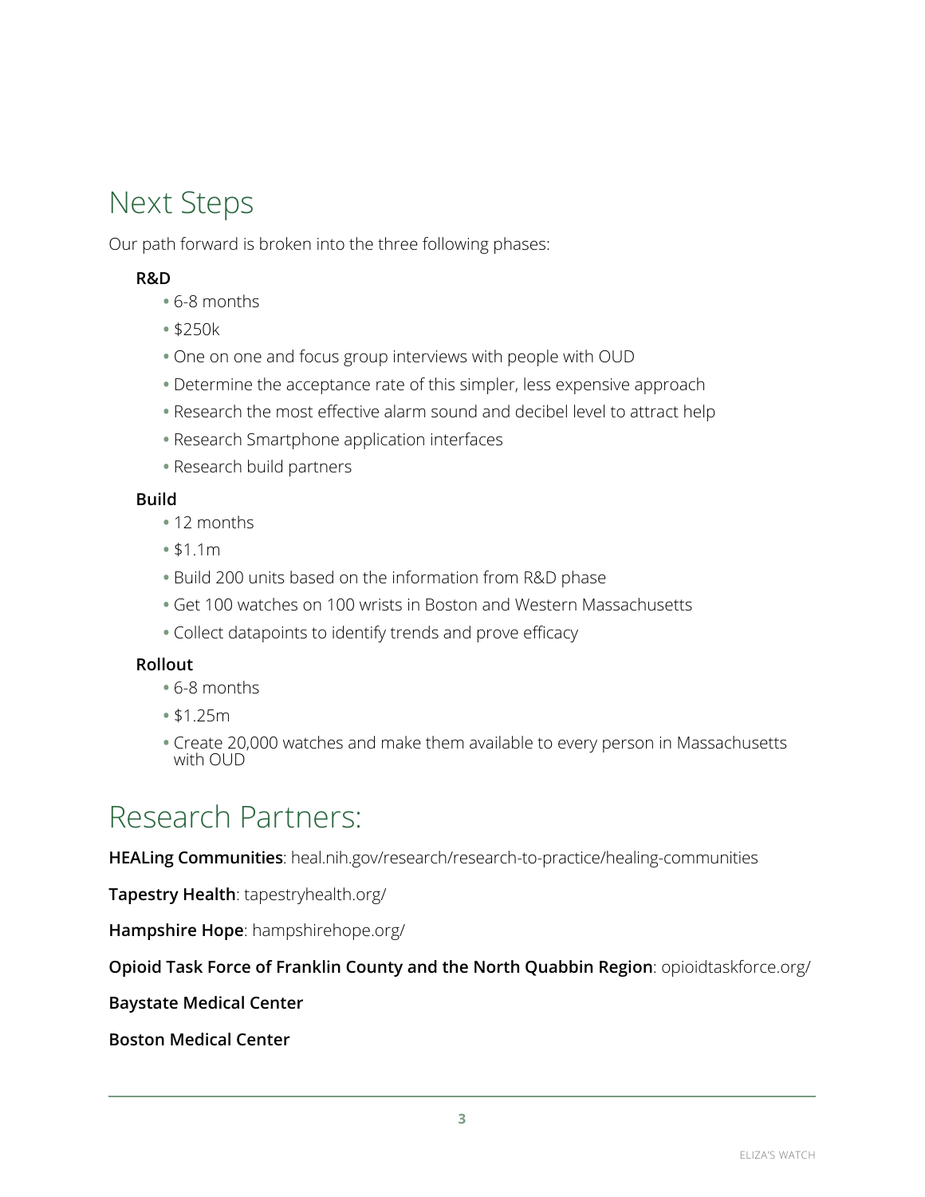## Next Steps

Our path forward is broken into the three following phases:

**R&D**

- 6-8 months
- $250k
- One on one and focus group interviews with people with OUD
- Determine the acceptance rate of this simpler, less expensive approach
- Research the most effective alarm sound and decibel level to attract help
- Research Smartphone application interfaces
- Research build partners

**Build**

- 12 months
- $1.1m
- Build 200 units based on the information from R&D phase
- Get 100 watches on 100 wrists in Boston and Western Massachusetts
- Collect datapoints to identify trends and prove efficacy

**Rollout**

- 6-8 months
- $1.25m
- Create 20,000 watches and make them available to every person in Massachusetts with OUD

## Research Partners:

**HEALing Communities**: heal.nih.gov/research/research-to-practice/healing-communities

**Tapestry Health**: tapestryhealth.org/

**Hampshire Hope**: hampshirehope.org/

**Opioid Task Force of Franklin County and the North Quabbin Region**: opioidtaskforce.org/

**Baystate Medical Center**

**Boston Medical Center**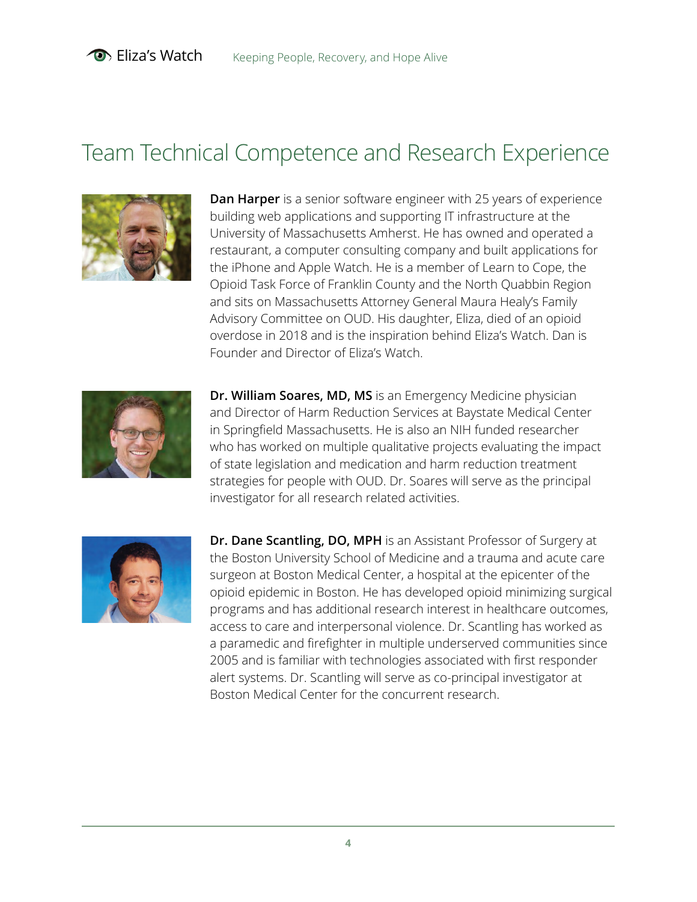# Team Technical Competence and Research Experience

**Dan Harper** is a senior software engineer with 25 years of experience building web applications and supporting IT infrastructure at the University of Massachusetts Amherst. He has owned and operated a restaurant, a computer consulting company and built applications for the iPhone and Apple Watch. He is a member of Learn to Cope, the Opioid Task Force of Franklin County and the North Quabbin Region and sits on Massachusetts Attorney General Maura Healy's Family Advisory Committee on OUD. His daughter, Eliza, died of an opioid overdose in 2018 and is the inspiration behind Eliza's Watch. Dan is Founder and Director of Eliza's Watch.

**Dr. William Soares, MD, MS** is an Emergency Medicine physician and Director of Harm Reduction Services at Baystate Medical Center in Springfield Massachusetts. He is also an NIH funded researcher who has worked on multiple qualitative projects evaluating the impact of state legislation and medication and harm reduction treatment strategies for people with OUD. Dr. Soares will serve as the principal investigator for all research related activities.

**Dr. Dane Scantling, DO, MPH** is an Assistant Professor of Surgery at the Boston University School of Medicine and a trauma and acute care surgeon at Boston Medical Center, a hospital at the epicenter of the opioid epidemic in Boston. He has developed opioid minimizing surgical programs and has additional research interest in healthcare outcomes, access to care and interpersonal violence. Dr. Scantling has worked as a paramedic and firefighter in multiple underserved communities since 2005 and is familiar with technologies associated with first responder alert systems. Dr. Scantling will serve as co-principal investigator at Boston Medical Center for the concurrent research.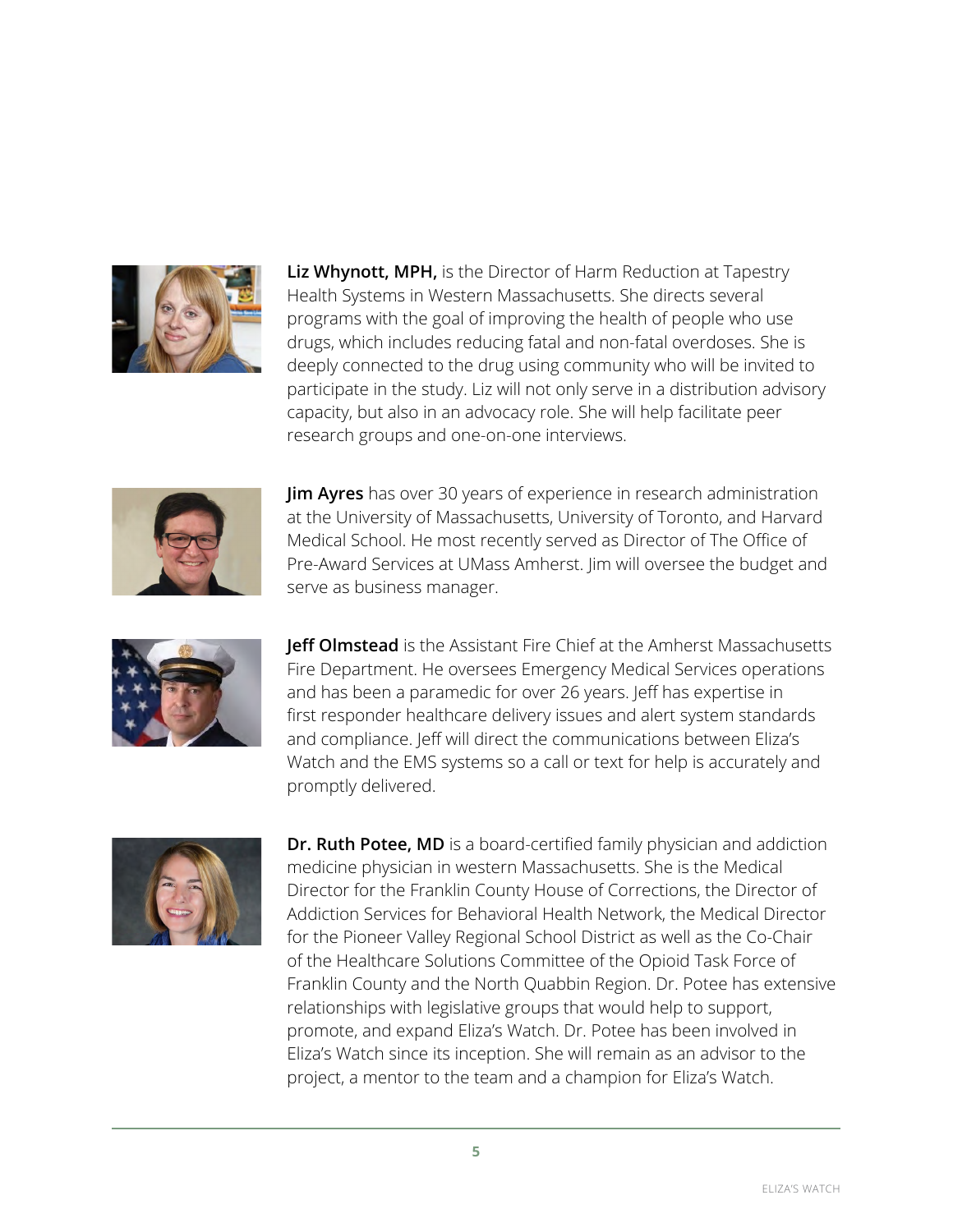**Liz Whynott, MPH,** is the Director of Harm Reduction at Tapestry Health Systems in Western Massachusetts. She directs several programs with the goal of improving the health of people who use drugs, which includes reducing fatal and non-fatal overdoses. She is deeply connected to the drug using community who will be invited to participate in the study. Liz will not only serve in a distribution advisory capacity, but also in an advocacy role. She will help facilitate peer research groups and one-on-one interviews.

**Jim Ayres** has over 30 years of experience in research administration at the University of Massachusetts, University of Toronto, and Harvard Medical School. He most recently served as Director of The Office of Pre-Award Services at UMass Amherst. Jim will oversee the budget and serve as business manager.

**Jeff Olmstead** is the Assistant Fire Chief at the Amherst Massachusetts Fire Department. He oversees Emergency Medical Services operations and has been a paramedic for over 26 years. Jeff has expertise in first responder healthcare delivery issues and alert system standards and compliance. Jeff will direct the communications between Eliza's Watch and the EMS systems so a call or text for help is accurately and promptly delivered.

**Dr. Ruth Potee, MD** is a board-certified family physician and addiction medicine physician in western Massachusetts. She is the Medical Director for the Franklin County House of Corrections, the Director of Addiction Services for Behavioral Health Network, the Medical Director for the Pioneer Valley Regional School District as well as the Co-Chair of the Healthcare Solutions Committee of the Opioid Task Force of Franklin County and the North Quabbin Region. Dr. Potee has extensive relationships with legislative groups that would help to support, promote, and expand Eliza's Watch. Dr. Potee has been involved in Eliza's Watch since its inception. She will remain as an advisor to the project, a mentor to the team and a champion for Eliza's Watch.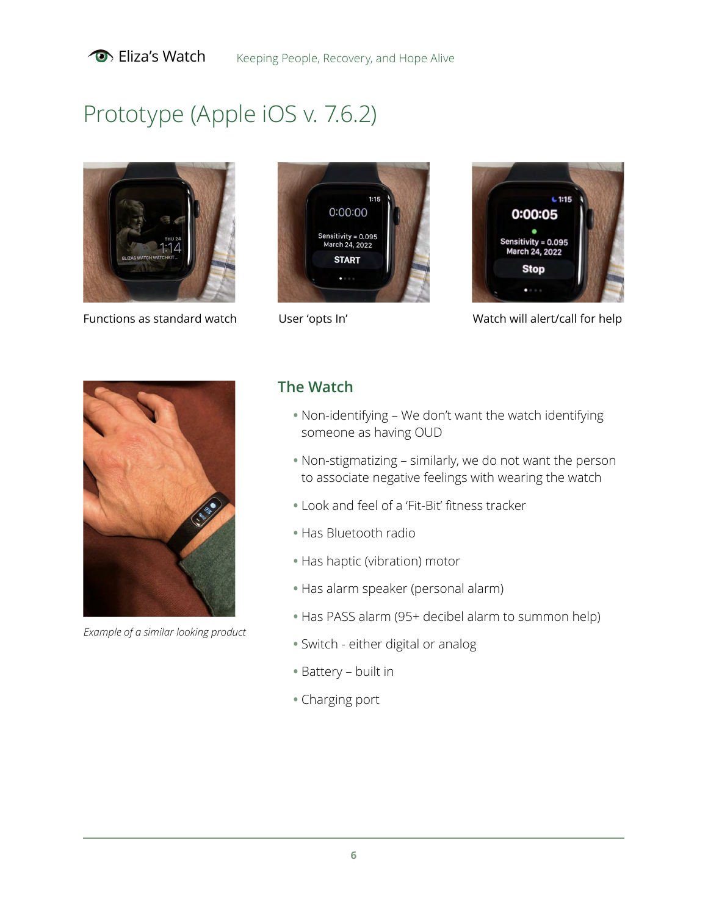# Prototype (Apple iOS v. 7.6.2)

Functions as standard watch

User 'opts In'

Watch will alert/call for help

*Example of a similar looking product*

## The Watch

- Non-identifying – We don't want the watch identifying someone as having OUD
- Non-stigmatizing – similarly, we do not want the person to associate negative feelings with wearing the watch
- Look and feel of a 'Fit-Bit' fitness tracker
- Has Bluetooth radio
- Has haptic (vibration) motor
- Has alarm speaker (personal alarm)
- Has PASS alarm (95+ decibel alarm to summon help)
- Switch - either digital or analog
- Battery – built in
- Charging port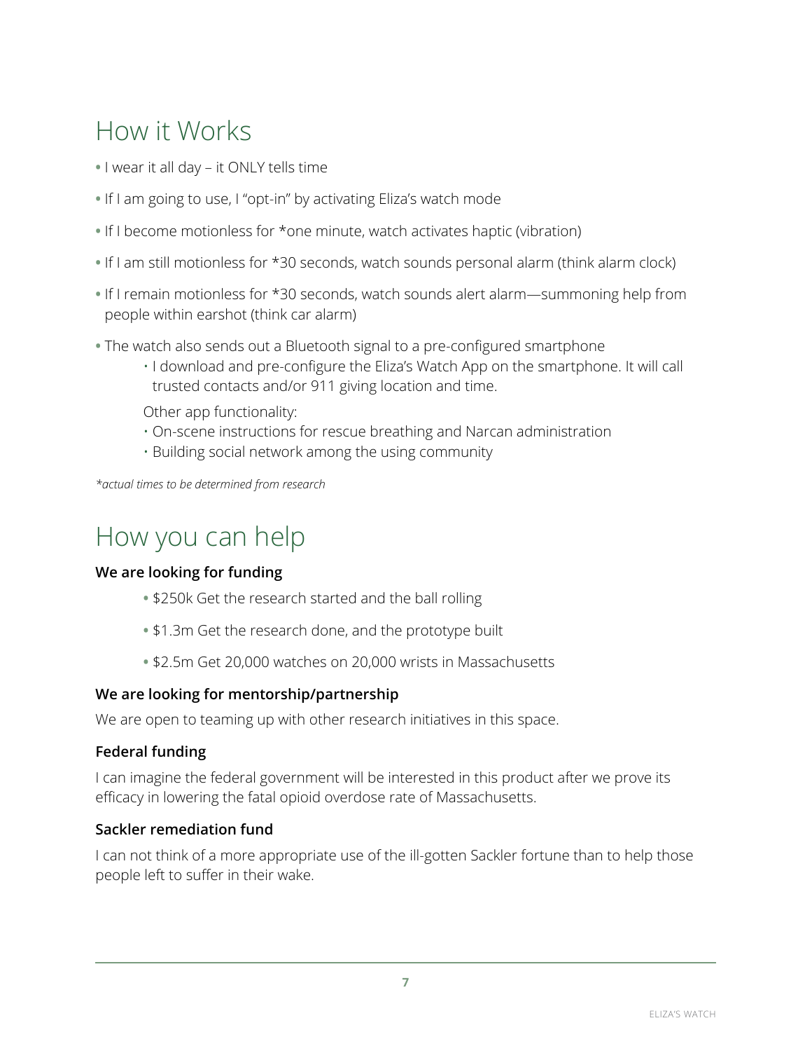# How it Works

- I wear it all day – it ONLY tells time
- If I am going to use, I "opt-in" by activating Eliza's watch mode
- If I become motionless for *one minute, watch activates haptic (vibration)
- If I am still motionless for *30 seconds, watch sounds personal alarm (think alarm clock)
- If I remain motionless for *30 seconds, watch sounds alert alarm—summoning help from people within earshot (think car alarm)
- The watch also sends out a Bluetooth signal to a pre-configured smartphone
  - I download and pre-configure the Eliza's Watch App on the smartphone. It will call trusted contacts and/or 911 giving location and time.

  Other app functionality:
  - On-scene instructions for rescue breathing and Narcan administration
  - Building social network among the using community

*\*actual times to be determined from research*

# How you can help

**We are looking for funding**

- $250k Get the research started and the ball rolling
- $1.3m Get the research done, and the prototype built
- $2.5m Get 20,000 watches on 20,000 wrists in Massachusetts

**We are looking for mentorship/partnership**

We are open to teaming up with other research initiatives in this space.

**Federal funding**

I can imagine the federal government will be interested in this product after we prove its efficacy in lowering the fatal opioid overdose rate of Massachusetts.

**Sackler remediation fund**

I can not think of a more appropriate use of the ill-gotten Sackler fortune than to help those people left to suffer in their wake.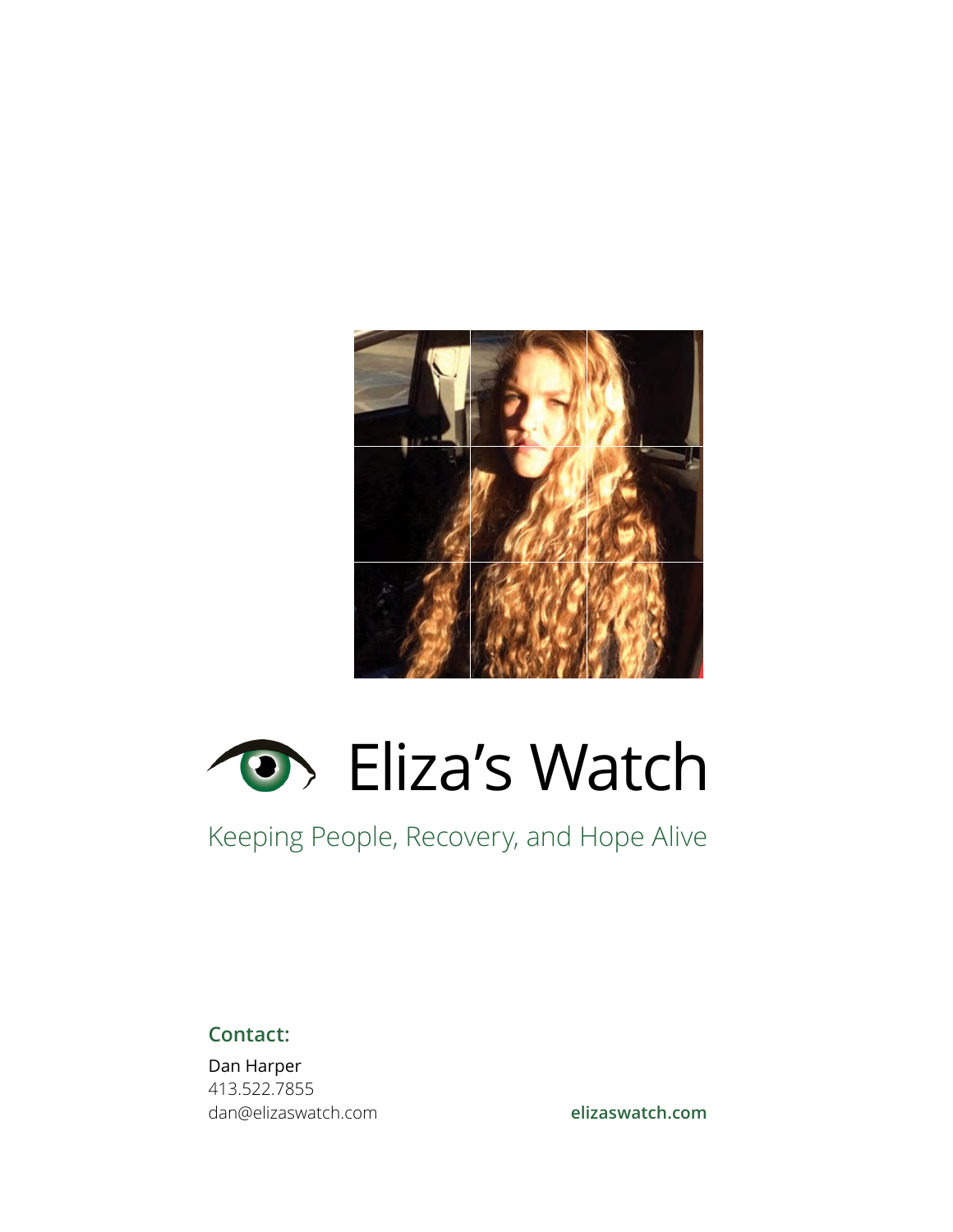# Eliza's Watch

Keeping People, Recovery, and Hope Alive

**Contact:**

Dan Harper
413.522.7855
dan@elizaswatch.com

**elizaswatch.com**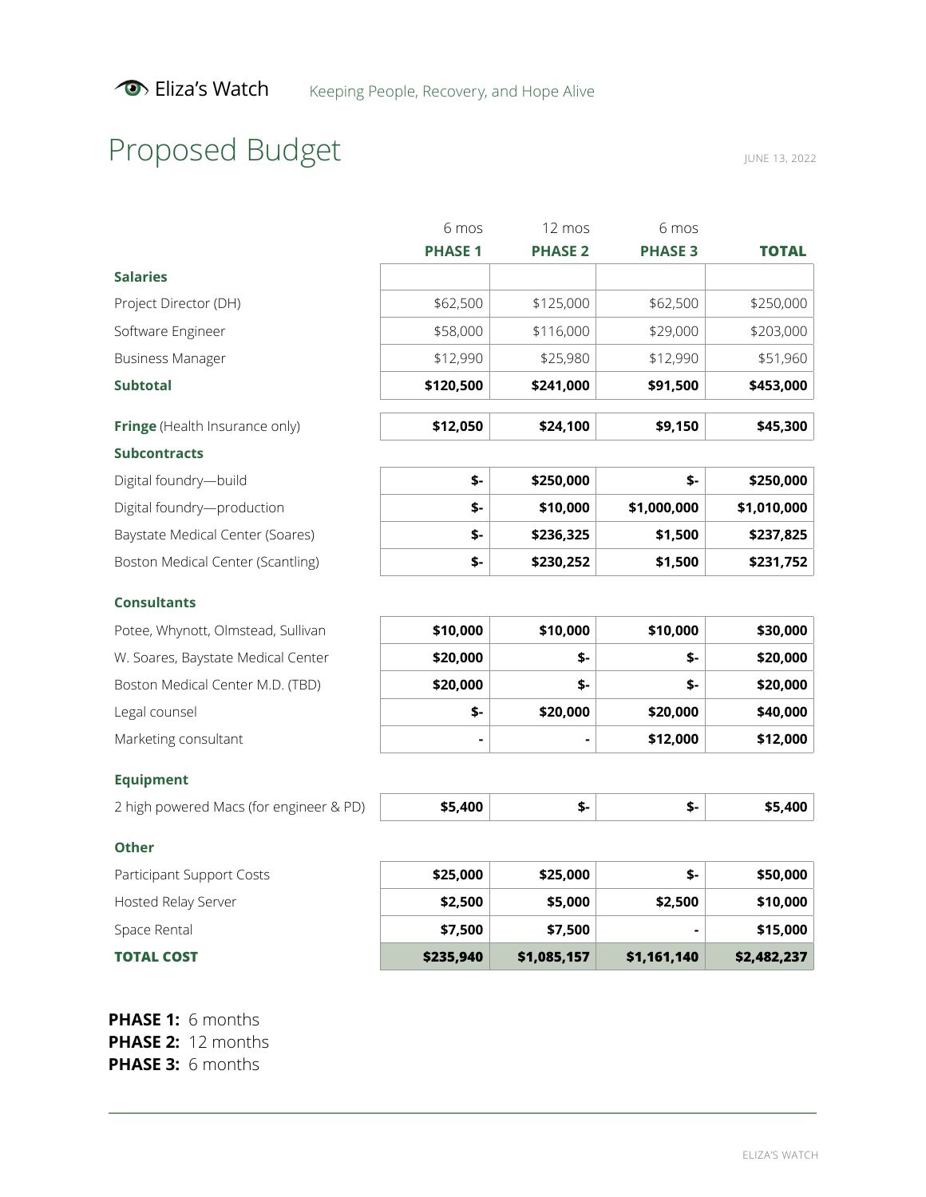Eliza's Watch — Keeping People, Recovery, and Hope Alive

# Proposed Budget

JUNE 13, 2022

| | 6 mos PHASE 1 | 12 mos PHASE 2 | 6 mos PHASE 3 | TOTAL |
|---|---|---|---|---|
| **Salaries** | | | | |
| Project Director (DH) | $62,500 | $125,000 | $62,500 | $250,000 |
| Software Engineer | $58,000 | $116,000 | $29,000 | $203,000 |
| Business Manager | $12,990 | $25,980 | $12,990 | $51,960 |
| **Subtotal** | **$120,500** | **$241,000** | **$91,500** | **$453,000** |
| **Fringe** (Health Insurance only) | **$12,050** | **$24,100** | **$9,150** | **$45,300** |
| **Subcontracts** | | | | |
| Digital foundry—build | **$-** | **$250,000** | **$-** | **$250,000** |
| Digital foundry—production | **$-** | **$10,000** | **$1,000,000** | **$1,010,000** |
| Baystate Medical Center (Soares) | **$-** | **$236,325** | **$1,500** | **$237,825** |
| Boston Medical Center (Scantling) | **$-** | **$230,252** | **$1,500** | **$231,752** |
| **Consultants** | | | | |
| Potee, Whynott, Olmstead, Sullivan | **$10,000** | **$10,000** | **$10,000** | **$30,000** |
| W. Soares, Baystate Medical Center | **$20,000** | **$-** | **$-** | **$20,000** |
| Boston Medical Center M.D. (TBD) | **$20,000** | **$-** | **$-** | **$20,000** |
| Legal counsel | **$-** | **$20,000** | **$20,000** | **$40,000** |
| Marketing consultant | **-** | **-** | **$12,000** | **$12,000** |
| **Equipment** | | | | |
| 2 high powered Macs (for engineer & PD) | **$5,400** | **$-** | **$-** | **$5,400** |
| **Other** | | | | |
| Participant Support Costs | **$25,000** | **$25,000** | **$-** | **$50,000** |
| Hosted Relay Server | **$2,500** | **$5,000** | **$2,500** | **$10,000** |
| Space Rental | **$7,500** | **$7,500** | **-** | **$15,000** |
| **TOTAL COST** | **$235,940** | **$1,085,157** | **$1,161,140** | **$2,482,237** |

**PHASE 1:** 6 months
**PHASE 2:** 12 months
**PHASE 3:** 6 months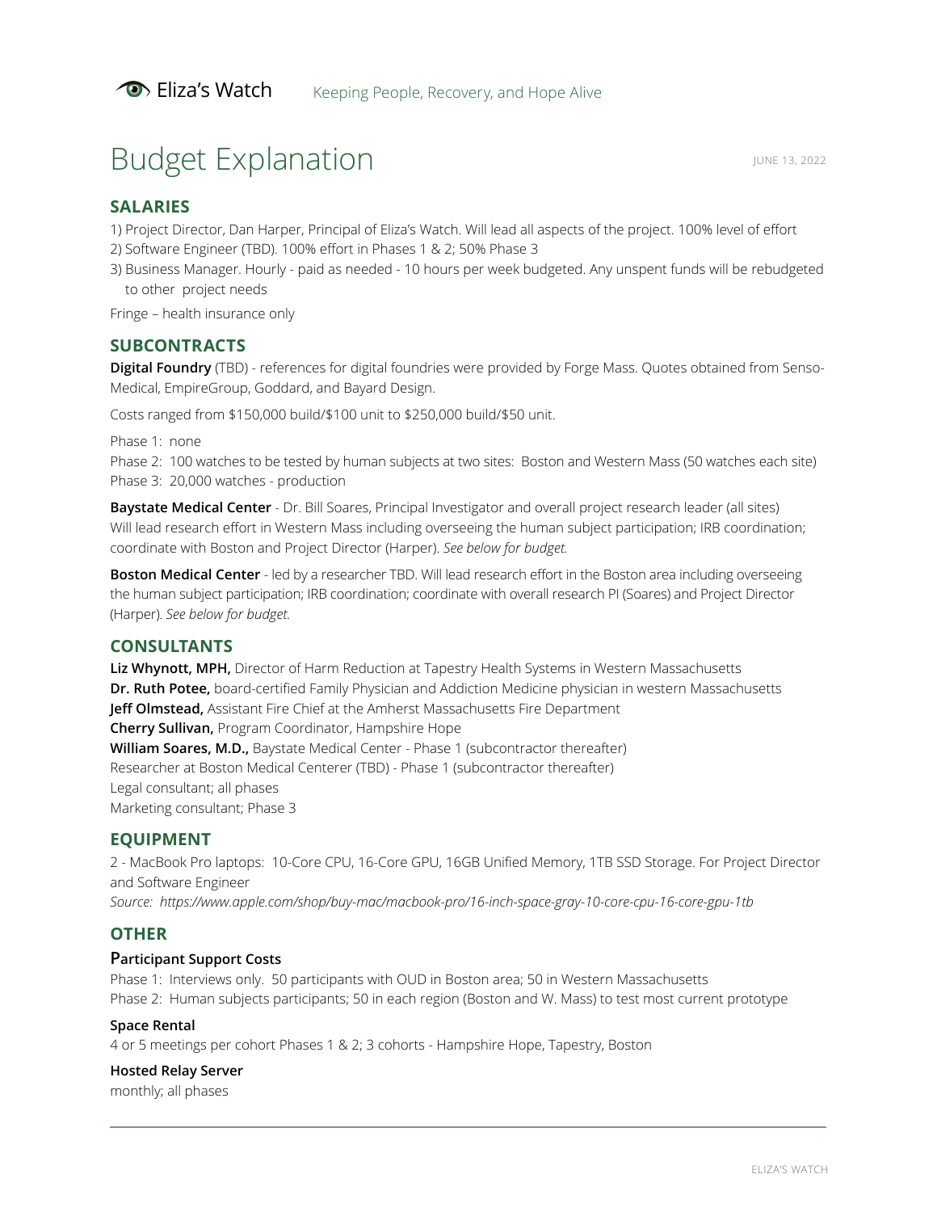Eliza's Watch Keeping People, Recovery, and Hope Alive

# Budget Explanation

JUNE 13, 2022

## SALARIES

1) Project Director, Dan Harper, Principal of Eliza's Watch. Will lead all aspects of the project. 100% level of effort
2) Software Engineer (TBD). 100% effort in Phases 1 & 2; 50% Phase 3
3) Business Manager. Hourly - paid as needed - 10 hours per week budgeted. Any unspent funds will be rebudgeted to other project needs

Fringe – health insurance only

## SUBCONTRACTS

**Digital Foundry** (TBD) - references for digital foundries were provided by Forge Mass. Quotes obtained from Senso-Medical, EmpireGroup, Goddard, and Bayard Design.

Costs ranged from $150,000 build/$100 unit to $250,000 build/$50 unit.

Phase 1: none
Phase 2: 100 watches to be tested by human subjects at two sites: Boston and Western Mass (50 watches each site)
Phase 3: 20,000 watches - production

**Baystate Medical Center** - Dr. Bill Soares, Principal Investigator and overall project research leader (all sites) Will lead research effort in Western Mass including overseeing the human subject participation; IRB coordination; coordinate with Boston and Project Director (Harper). *See below for budget.*

**Boston Medical Center** - led by a researcher TBD. Will lead research effort in the Boston area including overseeing the human subject participation; IRB coordination; coordinate with overall research PI (Soares) and Project Director (Harper). *See below for budget.*

## CONSULTANTS

**Liz Whynott, MPH,** Director of Harm Reduction at Tapestry Health Systems in Western Massachusetts
**Dr. Ruth Potee,** board-certified Family Physician and Addiction Medicine physician in western Massachusetts
**Jeff Olmstead,** Assistant Fire Chief at the Amherst Massachusetts Fire Department
**Cherry Sullivan,** Program Coordinator, Hampshire Hope
**William Soares, M.D.,** Baystate Medical Center - Phase 1 (subcontractor thereafter)
Researcher at Boston Medical Centerer (TBD) - Phase 1 (subcontractor thereafter)
Legal consultant; all phases
Marketing consultant; Phase 3

## EQUIPMENT

2 - MacBook Pro laptops: 10-Core CPU, 16-Core GPU, 16GB Unified Memory, 1TB SSD Storage. For Project Director and Software Engineer
*Source: https://www.apple.com/shop/buy-mac/macbook-pro/16-inch-space-gray-10-core-cpu-16-core-gpu-1tb*

## OTHER

### Participant Support Costs

Phase 1: Interviews only. 50 participants with OUD in Boston area; 50 in Western Massachusetts
Phase 2: Human subjects participants; 50 in each region (Boston and W. Mass) to test most current prototype

### Space Rental

4 or 5 meetings per cohort Phases 1 & 2; 3 cohorts - Hampshire Hope, Tapestry, Boston

### Hosted Relay Server

monthly; all phases